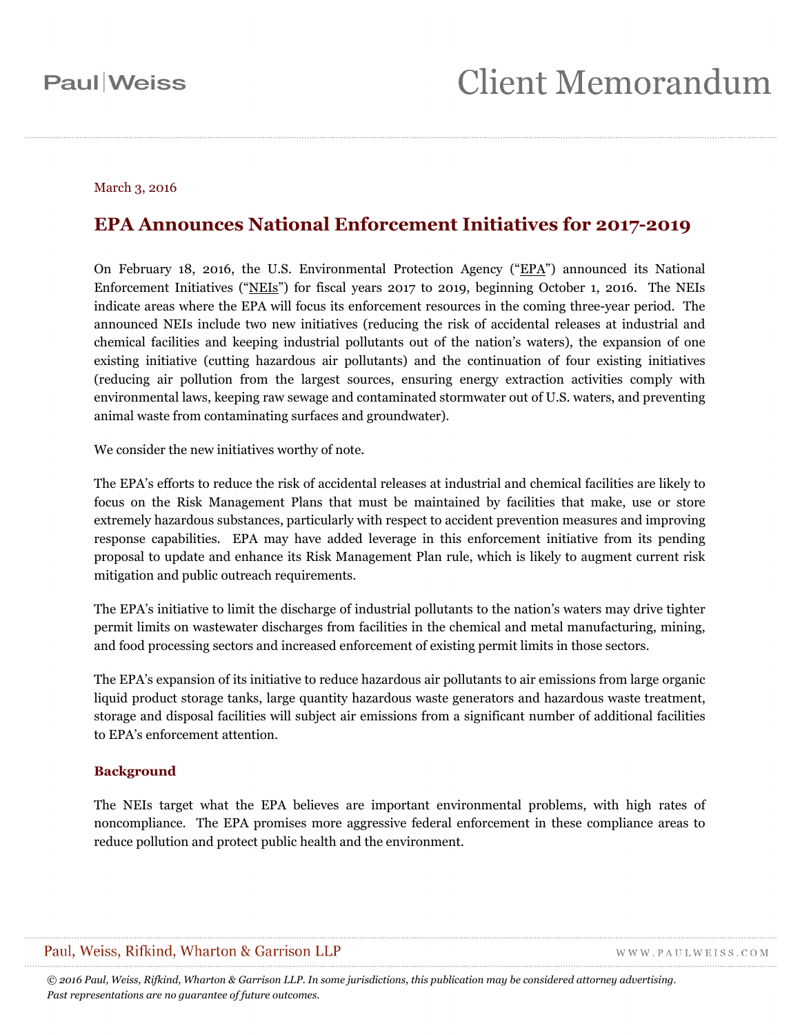Paul|Weiss

# Client Memorandum

March 3, 2016

## EPA Announces National Enforcement Initiatives for 2017-2019

On February 18, 2016, the U.S. Environmental Protection Agency ("EPA") announced its National Enforcement Initiatives ("NEIs") for fiscal years 2017 to 2019, beginning October 1, 2016. The NEIs indicate areas where the EPA will focus its enforcement resources in the coming three-year period. The announced NEIs include two new initiatives (reducing the risk of accidental releases at industrial and chemical facilities and keeping industrial pollutants out of the nation's waters), the expansion of one existing initiative (cutting hazardous air pollutants) and the continuation of four existing initiatives (reducing air pollution from the largest sources, ensuring energy extraction activities comply with environmental laws, keeping raw sewage and contaminated stormwater out of U.S. waters, and preventing animal waste from contaminating surfaces and groundwater).

We consider the new initiatives worthy of note.

The EPA's efforts to reduce the risk of accidental releases at industrial and chemical facilities are likely to focus on the Risk Management Plans that must be maintained by facilities that make, use or store extremely hazardous substances, particularly with respect to accident prevention measures and improving response capabilities. EPA may have added leverage in this enforcement initiative from its pending proposal to update and enhance its Risk Management Plan rule, which is likely to augment current risk mitigation and public outreach requirements.

The EPA's initiative to limit the discharge of industrial pollutants to the nation's waters may drive tighter permit limits on wastewater discharges from facilities in the chemical and metal manufacturing, mining, and food processing sectors and increased enforcement of existing permit limits in those sectors.

The EPA's expansion of its initiative to reduce hazardous air pollutants to air emissions from large organic liquid product storage tanks, large quantity hazardous waste generators and hazardous waste treatment, storage and disposal facilities will subject air emissions from a significant number of additional facilities to EPA's enforcement attention.

### Background

The NEIs target what the EPA believes are important environmental problems, with high rates of noncompliance. The EPA promises more aggressive federal enforcement in these compliance areas to reduce pollution and protect public health and the environment.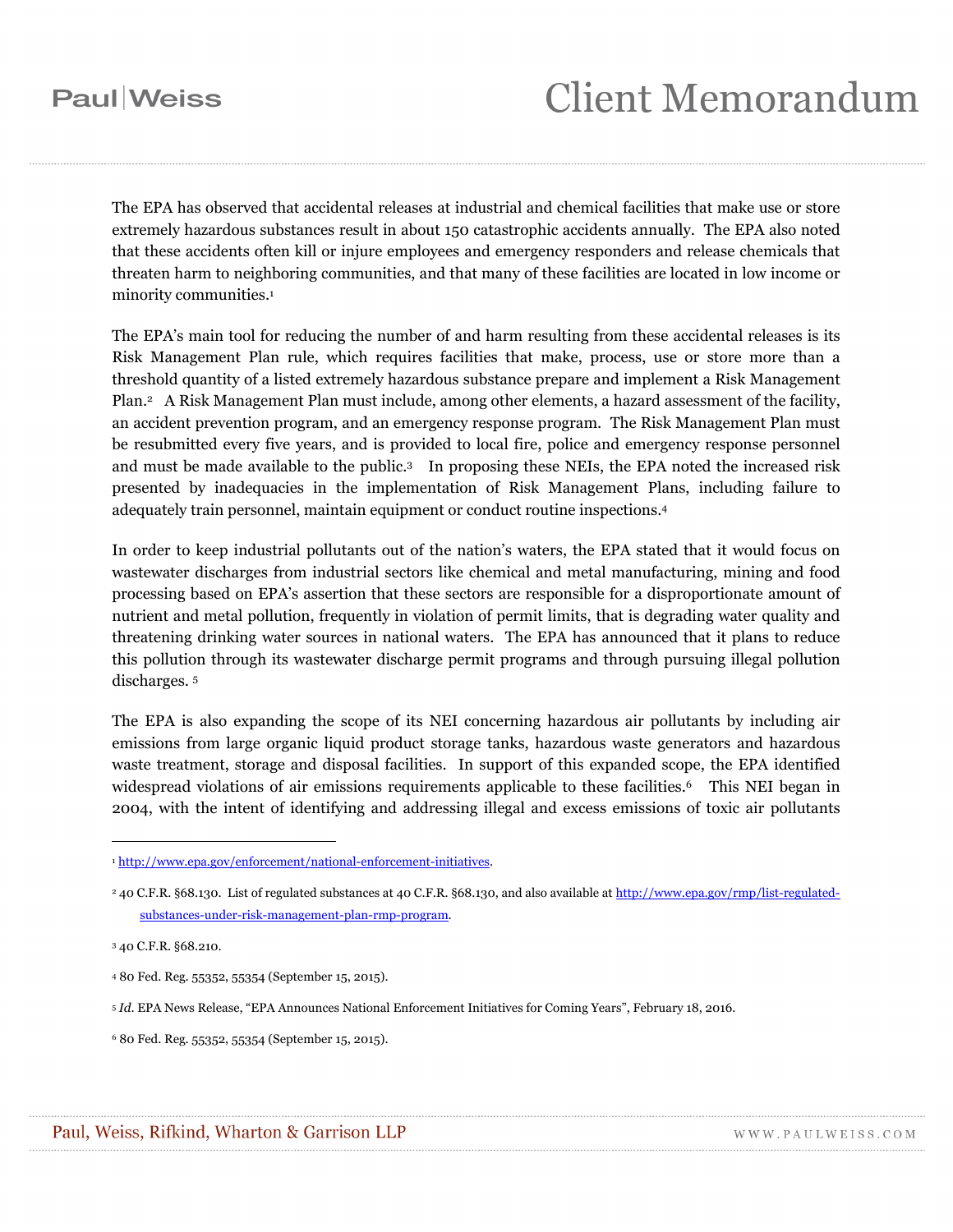The EPA has observed that accidental releases at industrial and chemical facilities that make use or store extremely hazardous substances result in about 150 catastrophic accidents annually. The EPA also noted that these accidents often kill or injure employees and emergency responders and release chemicals that threaten harm to neighboring communities, and that many of these facilities are located in low income or minority communities.[1]

The EPA's main tool for reducing the number of and harm resulting from these accidental releases is its Risk Management Plan rule, which requires facilities that make, process, use or store more than a threshold quantity of a listed extremely hazardous substance prepare and implement a Risk Management Plan.[2] A Risk Management Plan must include, among other elements, a hazard assessment of the facility, an accident prevention program, and an emergency response program. The Risk Management Plan must be resubmitted every five years, and is provided to local fire, police and emergency response personnel and must be made available to the public.[3] In proposing these NEIs, the EPA noted the increased risk presented by inadequacies in the implementation of Risk Management Plans, including failure to adequately train personnel, maintain equipment or conduct routine inspections.[4]

In order to keep industrial pollutants out of the nation's waters, the EPA stated that it would focus on wastewater discharges from industrial sectors like chemical and metal manufacturing, mining and food processing based on EPA's assertion that these sectors are responsible for a disproportionate amount of nutrient and metal pollution, frequently in violation of permit limits, that is degrading water quality and threatening drinking water sources in national waters. The EPA has announced that it plans to reduce this pollution through its wastewater discharge permit programs and through pursuing illegal pollution discharges.[5]

The EPA is also expanding the scope of its NEI concerning hazardous air pollutants by including air emissions from large organic liquid product storage tanks, hazardous waste generators and hazardous waste treatment, storage and disposal facilities. In support of this expanded scope, the EPA identified widespread violations of air emissions requirements applicable to these facilities.[6] This NEI began in 2004, with the intent of identifying and addressing illegal and excess emissions of toxic air pollutants

---

[1] http://www.epa.gov/enforcement/national-enforcement-initiatives.

[2] 40 C.F.R. §68.130. List of regulated substances at 40 C.F.R. §68.130, and also available at http://www.epa.gov/rmp/list-regulated-substances-under-risk-management-plan-rmp-program.

[3] 40 C.F.R. §68.210.

[4] 80 Fed. Reg. 55352, 55354 (September 15, 2015).

[5] *Id.* EPA News Release, "EPA Announces National Enforcement Initiatives for Coming Years", February 18, 2016.

[6] 80 Fed. Reg. 55352, 55354 (September 15, 2015).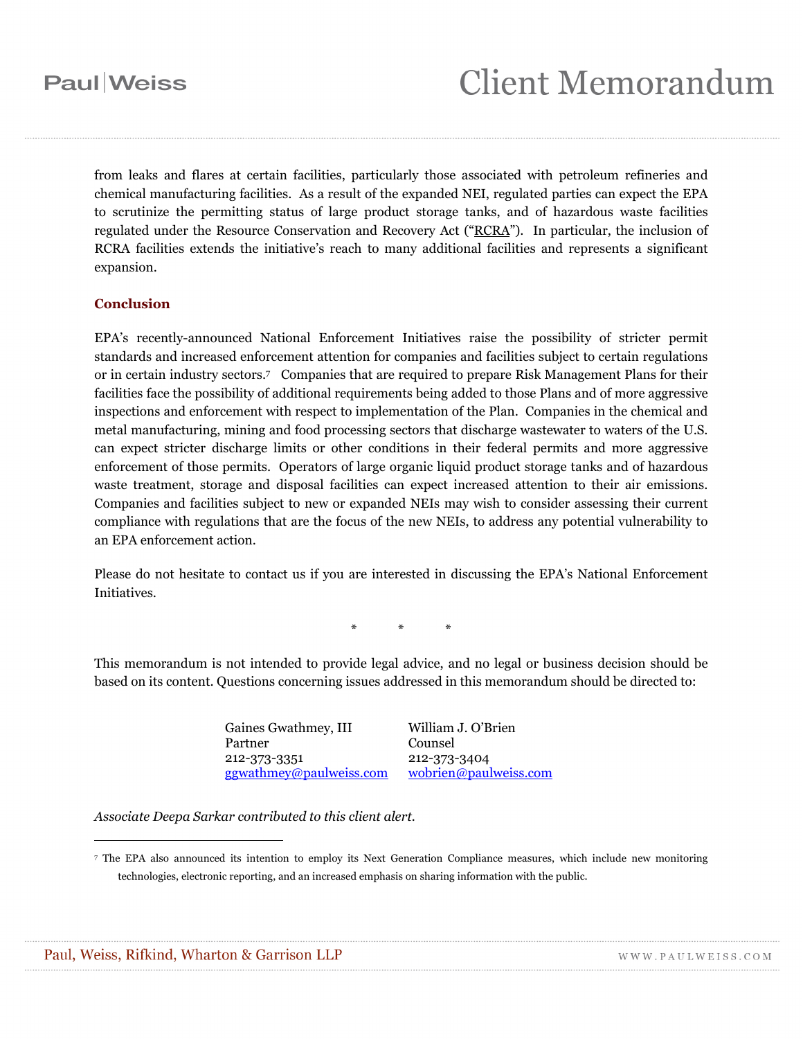from leaks and flares at certain facilities, particularly those associated with petroleum refineries and chemical manufacturing facilities. As a result of the expanded NEI, regulated parties can expect the EPA to scrutinize the permitting status of large product storage tanks, and of hazardous waste facilities regulated under the Resource Conservation and Recovery Act ("RCRA"). In particular, the inclusion of RCRA facilities extends the initiative's reach to many additional facilities and represents a significant expansion.

### Conclusion

EPA's recently-announced National Enforcement Initiatives raise the possibility of stricter permit standards and increased enforcement attention for companies and facilities subject to certain regulations or in certain industry sectors.[7] Companies that are required to prepare Risk Management Plans for their facilities face the possibility of additional requirements being added to those Plans and of more aggressive inspections and enforcement with respect to implementation of the Plan. Companies in the chemical and metal manufacturing, mining and food processing sectors that discharge wastewater to waters of the U.S. can expect stricter discharge limits or other conditions in their federal permits and more aggressive enforcement of those permits. Operators of large organic liquid product storage tanks and of hazardous waste treatment, storage and disposal facilities can expect increased attention to their air emissions. Companies and facilities subject to new or expanded NEIs may wish to consider assessing their current compliance with regulations that are the focus of the new NEIs, to address any potential vulnerability to an EPA enforcement action.

Please do not hesitate to contact us if you are interested in discussing the EPA's National Enforcement Initiatives.

\* \* \*

This memorandum is not intended to provide legal advice, and no legal or business decision should be based on its content. Questions concerning issues addressed in this memorandum should be directed to:

| | |
|---|---|
| Gaines Gwathmey, III | William J. O'Brien |
| Partner | Counsel |
| 212-373-3351 | 212-373-3404 |
| ggwathmey@paulweiss.com | wobrien@paulweiss.com |

*Associate Deepa Sarkar contributed to this client alert.*

---

[7] The EPA also announced its intention to employ its Next Generation Compliance measures, which include new monitoring technologies, electronic reporting, and an increased emphasis on sharing information with the public.